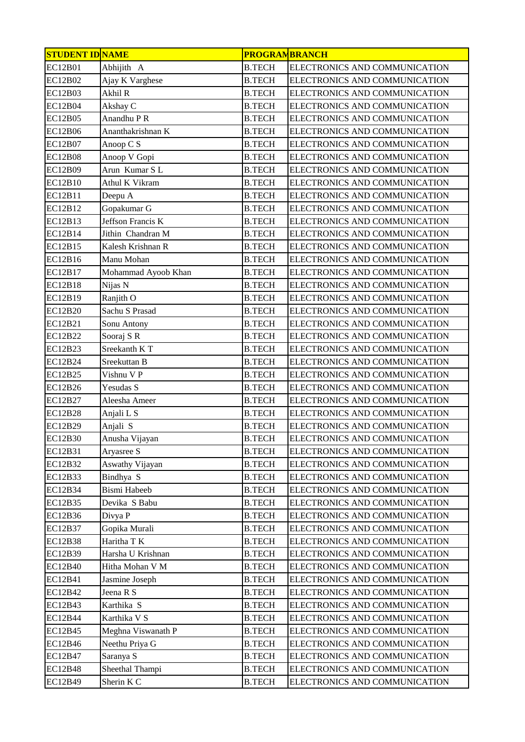| STUDENT ID | NAME | PROGRAM | BRANCH |
|---|---|---|---|
| EC12B01 | Abhijith A | B.TECH | ELECTRONICS AND COMMUNICATION |
| EC12B02 | Ajay K Varghese | B.TECH | ELECTRONICS AND COMMUNICATION |
| EC12B03 | Akhil R | B.TECH | ELECTRONICS AND COMMUNICATION |
| EC12B04 | Akshay C | B.TECH | ELECTRONICS AND COMMUNICATION |
| EC12B05 | Anandhu P R | B.TECH | ELECTRONICS AND COMMUNICATION |
| EC12B06 | Ananthakrishnan K | B.TECH | ELECTRONICS AND COMMUNICATION |
| EC12B07 | Anoop C S | B.TECH | ELECTRONICS AND COMMUNICATION |
| EC12B08 | Anoop V Gopi | B.TECH | ELECTRONICS AND COMMUNICATION |
| EC12B09 | Arun Kumar S L | B.TECH | ELECTRONICS AND COMMUNICATION |
| EC12B10 | Athul K Vikram | B.TECH | ELECTRONICS AND COMMUNICATION |
| EC12B11 | Deepu A | B.TECH | ELECTRONICS AND COMMUNICATION |
| EC12B12 | Gopakumar G | B.TECH | ELECTRONICS AND COMMUNICATION |
| EC12B13 | Jeffson Francis K | B.TECH | ELECTRONICS AND COMMUNICATION |
| EC12B14 | Jithin Chandran M | B.TECH | ELECTRONICS AND COMMUNICATION |
| EC12B15 | Kalesh Krishnan R | B.TECH | ELECTRONICS AND COMMUNICATION |
| EC12B16 | Manu Mohan | B.TECH | ELECTRONICS AND COMMUNICATION |
| EC12B17 | Mohammad Ayoob Khan | B.TECH | ELECTRONICS AND COMMUNICATION |
| EC12B18 | Nijas N | B.TECH | ELECTRONICS AND COMMUNICATION |
| EC12B19 | Ranjith O | B.TECH | ELECTRONICS AND COMMUNICATION |
| EC12B20 | Sachu S Prasad | B.TECH | ELECTRONICS AND COMMUNICATION |
| EC12B21 | Sonu Antony | B.TECH | ELECTRONICS AND COMMUNICATION |
| EC12B22 | Sooraj S R | B.TECH | ELECTRONICS AND COMMUNICATION |
| EC12B23 | Sreekanth K T | B.TECH | ELECTRONICS AND COMMUNICATION |
| EC12B24 | Sreekuttan B | B.TECH | ELECTRONICS AND COMMUNICATION |
| EC12B25 | Vishnu V P | B.TECH | ELECTRONICS AND COMMUNICATION |
| EC12B26 | Yesudas S | B.TECH | ELECTRONICS AND COMMUNICATION |
| EC12B27 | Aleesha Ameer | B.TECH | ELECTRONICS AND COMMUNICATION |
| EC12B28 | Anjali L S | B.TECH | ELECTRONICS AND COMMUNICATION |
| EC12B29 | Anjali S | B.TECH | ELECTRONICS AND COMMUNICATION |
| EC12B30 | Anusha Vijayan | B.TECH | ELECTRONICS AND COMMUNICATION |
| EC12B31 | Aryasree S | B.TECH | ELECTRONICS AND COMMUNICATION |
| EC12B32 | Aswathy Vijayan | B.TECH | ELECTRONICS AND COMMUNICATION |
| EC12B33 | Bindhya S | B.TECH | ELECTRONICS AND COMMUNICATION |
| EC12B34 | Bismi Habeeb | B.TECH | ELECTRONICS AND COMMUNICATION |
| EC12B35 | Devika S Babu | B.TECH | ELECTRONICS AND COMMUNICATION |
| EC12B36 | Divya P | B.TECH | ELECTRONICS AND COMMUNICATION |
| EC12B37 | Gopika Murali | B.TECH | ELECTRONICS AND COMMUNICATION |
| EC12B38 | Haritha T K | B.TECH | ELECTRONICS AND COMMUNICATION |
| EC12B39 | Harsha U Krishnan | B.TECH | ELECTRONICS AND COMMUNICATION |
| EC12B40 | Hitha Mohan V M | B.TECH | ELECTRONICS AND COMMUNICATION |
| EC12B41 | Jasmine Joseph | B.TECH | ELECTRONICS AND COMMUNICATION |
| EC12B42 | Jeena R S | B.TECH | ELECTRONICS AND COMMUNICATION |
| EC12B43 | Karthika S | B.TECH | ELECTRONICS AND COMMUNICATION |
| EC12B44 | Karthika V S | B.TECH | ELECTRONICS AND COMMUNICATION |
| EC12B45 | Meghna Viswanath P | B.TECH | ELECTRONICS AND COMMUNICATION |
| EC12B46 | Neethu Priya G | B.TECH | ELECTRONICS AND COMMUNICATION |
| EC12B47 | Saranya S | B.TECH | ELECTRONICS AND COMMUNICATION |
| EC12B48 | Sheethal Thampi | B.TECH | ELECTRONICS AND COMMUNICATION |
| EC12B49 | Sherin K C | B.TECH | ELECTRONICS AND COMMUNICATION |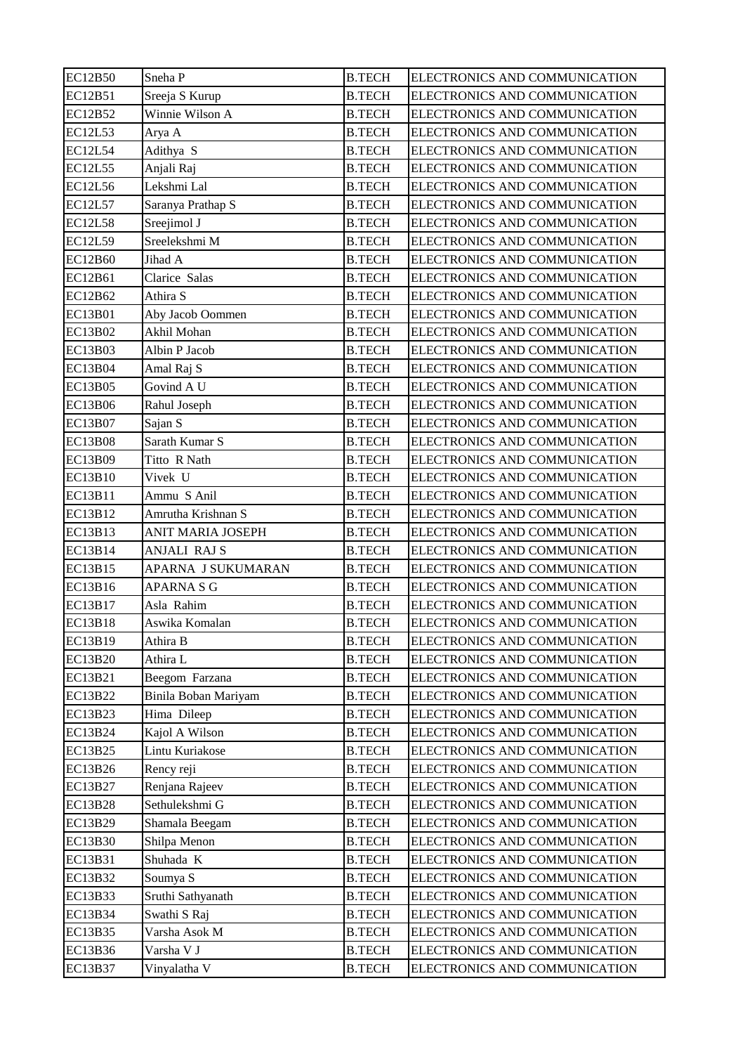| EC12B50 | Sneha P | B.TECH | ELECTRONICS AND COMMUNICATION |
|---|---|---|---|
| EC12B51 | Sreeja S Kurup | B.TECH | ELECTRONICS AND COMMUNICATION |
| EC12B52 | Winnie Wilson A | B.TECH | ELECTRONICS AND COMMUNICATION |
| EC12L53 | Arya A | B.TECH | ELECTRONICS AND COMMUNICATION |
| EC12L54 | Adithya S | B.TECH | ELECTRONICS AND COMMUNICATION |
| EC12L55 | Anjali Raj | B.TECH | ELECTRONICS AND COMMUNICATION |
| EC12L56 | Lekshmi Lal | B.TECH | ELECTRONICS AND COMMUNICATION |
| EC12L57 | Saranya Prathap S | B.TECH | ELECTRONICS AND COMMUNICATION |
| EC12L58 | Sreejimol J | B.TECH | ELECTRONICS AND COMMUNICATION |
| EC12L59 | Sreelekshmi M | B.TECH | ELECTRONICS AND COMMUNICATION |
| EC12B60 | Jihad A | B.TECH | ELECTRONICS AND COMMUNICATION |
| EC12B61 | Clarice Salas | B.TECH | ELECTRONICS AND COMMUNICATION |
| EC12B62 | Athira S | B.TECH | ELECTRONICS AND COMMUNICATION |
| EC13B01 | Aby Jacob Oommen | B.TECH | ELECTRONICS AND COMMUNICATION |
| EC13B02 | Akhil Mohan | B.TECH | ELECTRONICS AND COMMUNICATION |
| EC13B03 | Albin P Jacob | B.TECH | ELECTRONICS AND COMMUNICATION |
| EC13B04 | Amal Raj S | B.TECH | ELECTRONICS AND COMMUNICATION |
| EC13B05 | Govind A U | B.TECH | ELECTRONICS AND COMMUNICATION |
| EC13B06 | Rahul Joseph | B.TECH | ELECTRONICS AND COMMUNICATION |
| EC13B07 | Sajan S | B.TECH | ELECTRONICS AND COMMUNICATION |
| EC13B08 | Sarath Kumar S | B.TECH | ELECTRONICS AND COMMUNICATION |
| EC13B09 | Titto R Nath | B.TECH | ELECTRONICS AND COMMUNICATION |
| EC13B10 | Vivek U | B.TECH | ELECTRONICS AND COMMUNICATION |
| EC13B11 | Ammu S Anil | B.TECH | ELECTRONICS AND COMMUNICATION |
| EC13B12 | Amrutha Krishnan S | B.TECH | ELECTRONICS AND COMMUNICATION |
| EC13B13 | ANIT MARIA JOSEPH | B.TECH | ELECTRONICS AND COMMUNICATION |
| EC13B14 | ANJALI RAJ S | B.TECH | ELECTRONICS AND COMMUNICATION |
| EC13B15 | APARNA J SUKUMARAN | B.TECH | ELECTRONICS AND COMMUNICATION |
| EC13B16 | APARNA S G | B.TECH | ELECTRONICS AND COMMUNICATION |
| EC13B17 | Asla Rahim | B.TECH | ELECTRONICS AND COMMUNICATION |
| EC13B18 | Aswika Komalan | B.TECH | ELECTRONICS AND COMMUNICATION |
| EC13B19 | Athira B | B.TECH | ELECTRONICS AND COMMUNICATION |
| EC13B20 | Athira L | B.TECH | ELECTRONICS AND COMMUNICATION |
| EC13B21 | Beegom Farzana | B.TECH | ELECTRONICS AND COMMUNICATION |
| EC13B22 | Binila Boban Mariyam | B.TECH | ELECTRONICS AND COMMUNICATION |
| EC13B23 | Hima Dileep | B.TECH | ELECTRONICS AND COMMUNICATION |
| EC13B24 | Kajol A Wilson | B.TECH | ELECTRONICS AND COMMUNICATION |
| EC13B25 | Lintu Kuriakose | B.TECH | ELECTRONICS AND COMMUNICATION |
| EC13B26 | Rency reji | B.TECH | ELECTRONICS AND COMMUNICATION |
| EC13B27 | Renjana Rajeev | B.TECH | ELECTRONICS AND COMMUNICATION |
| EC13B28 | Sethulekshmi G | B.TECH | ELECTRONICS AND COMMUNICATION |
| EC13B29 | Shamala Beegam | B.TECH | ELECTRONICS AND COMMUNICATION |
| EC13B30 | Shilpa Menon | B.TECH | ELECTRONICS AND COMMUNICATION |
| EC13B31 | Shuhada K | B.TECH | ELECTRONICS AND COMMUNICATION |
| EC13B32 | Soumya S | B.TECH | ELECTRONICS AND COMMUNICATION |
| EC13B33 | Sruthi Sathyanath | B.TECH | ELECTRONICS AND COMMUNICATION |
| EC13B34 | Swathi S Raj | B.TECH | ELECTRONICS AND COMMUNICATION |
| EC13B35 | Varsha Asok M | B.TECH | ELECTRONICS AND COMMUNICATION |
| EC13B36 | Varsha V J | B.TECH | ELECTRONICS AND COMMUNICATION |
| EC13B37 | Vinyalatha V | B.TECH | ELECTRONICS AND COMMUNICATION |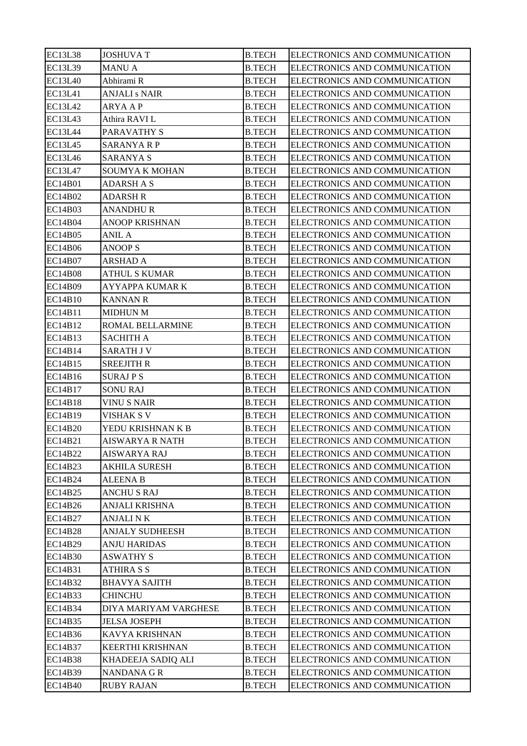| EC13L38 | JOSHUVA T | B.TECH | ELECTRONICS AND COMMUNICATION |
|---|---|---|---|
| EC13L39 | MANU A | B.TECH | ELECTRONICS AND COMMUNICATION |
| EC13L40 | Abhirami R | B.TECH | ELECTRONICS AND COMMUNICATION |
| EC13L41 | ANJALI s NAIR | B.TECH | ELECTRONICS AND COMMUNICATION |
| EC13L42 | ARYA A P | B.TECH | ELECTRONICS AND COMMUNICATION |
| EC13L43 | Athira RAVI L | B.TECH | ELECTRONICS AND COMMUNICATION |
| EC13L44 | PARAVATHY S | B.TECH | ELECTRONICS AND COMMUNICATION |
| EC13L45 | SARANYA R P | B.TECH | ELECTRONICS AND COMMUNICATION |
| EC13L46 | SARANYA S | B.TECH | ELECTRONICS AND COMMUNICATION |
| EC13L47 | SOUMYA K MOHAN | B.TECH | ELECTRONICS AND COMMUNICATION |
| EC14B01 | ADARSH A S | B.TECH | ELECTRONICS AND COMMUNICATION |
| EC14B02 | ADARSH R | B.TECH | ELECTRONICS AND COMMUNICATION |
| EC14B03 | ANANDHU R | B.TECH | ELECTRONICS AND COMMUNICATION |
| EC14B04 | ANOOP KRISHNAN | B.TECH | ELECTRONICS AND COMMUNICATION |
| EC14B05 | ANIL A | B.TECH | ELECTRONICS AND COMMUNICATION |
| EC14B06 | ANOOP S | B.TECH | ELECTRONICS AND COMMUNICATION |
| EC14B07 | ARSHAD A | B.TECH | ELECTRONICS AND COMMUNICATION |
| EC14B08 | ATHUL S KUMAR | B.TECH | ELECTRONICS AND COMMUNICATION |
| EC14B09 | AYYAPPA KUMAR K | B.TECH | ELECTRONICS AND COMMUNICATION |
| EC14B10 | KANNAN R | B.TECH | ELECTRONICS AND COMMUNICATION |
| EC14B11 | MIDHUN M | B.TECH | ELECTRONICS AND COMMUNICATION |
| EC14B12 | ROMAL BELLARMINE | B.TECH | ELECTRONICS AND COMMUNICATION |
| EC14B13 | SACHITH A | B.TECH | ELECTRONICS AND COMMUNICATION |
| EC14B14 | SARATH J V | B.TECH | ELECTRONICS AND COMMUNICATION |
| EC14B15 | SREEJITH R | B.TECH | ELECTRONICS AND COMMUNICATION |
| EC14B16 | SURAJ P S | B.TECH | ELECTRONICS AND COMMUNICATION |
| EC14B17 | SONU RAJ | B.TECH | ELECTRONICS AND COMMUNICATION |
| EC14B18 | VINU S NAIR | B.TECH | ELECTRONICS AND COMMUNICATION |
| EC14B19 | VISHAK S V | B.TECH | ELECTRONICS AND COMMUNICATION |
| EC14B20 | YEDU KRISHNAN K B | B.TECH | ELECTRONICS AND COMMUNICATION |
| EC14B21 | AISWARYA R NATH | B.TECH | ELECTRONICS AND COMMUNICATION |
| EC14B22 | AISWARYA RAJ | B.TECH | ELECTRONICS AND COMMUNICATION |
| EC14B23 | AKHILA SURESH | B.TECH | ELECTRONICS AND COMMUNICATION |
| EC14B24 | ALEENA B | B.TECH | ELECTRONICS AND COMMUNICATION |
| EC14B25 | ANCHU S RAJ | B.TECH | ELECTRONICS AND COMMUNICATION |
| EC14B26 | ANJALI KRISHNA | B.TECH | ELECTRONICS AND COMMUNICATION |
| EC14B27 | ANJALI N K | B.TECH | ELECTRONICS AND COMMUNICATION |
| EC14B28 | ANJALY SUDHEESH | B.TECH | ELECTRONICS AND COMMUNICATION |
| EC14B29 | ANJU HARIDAS | B.TECH | ELECTRONICS AND COMMUNICATION |
| EC14B30 | ASWATHY S | B.TECH | ELECTRONICS AND COMMUNICATION |
| EC14B31 | ATHIRA S S | B.TECH | ELECTRONICS AND COMMUNICATION |
| EC14B32 | BHAVYA SAJITH | B.TECH | ELECTRONICS AND COMMUNICATION |
| EC14B33 | CHINCHU | B.TECH | ELECTRONICS AND COMMUNICATION |
| EC14B34 | DIYA MARIYAM VARGHESE | B.TECH | ELECTRONICS AND COMMUNICATION |
| EC14B35 | JELSA JOSEPH | B.TECH | ELECTRONICS AND COMMUNICATION |
| EC14B36 | KAVYA KRISHNAN | B.TECH | ELECTRONICS AND COMMUNICATION |
| EC14B37 | KEERTHI KRISHNAN | B.TECH | ELECTRONICS AND COMMUNICATION |
| EC14B38 | KHADEEJA SADIQ ALI | B.TECH | ELECTRONICS AND COMMUNICATION |
| EC14B39 | NANDANA G R | B.TECH | ELECTRONICS AND COMMUNICATION |
| EC14B40 | RUBY RAJAN | B.TECH | ELECTRONICS AND COMMUNICATION |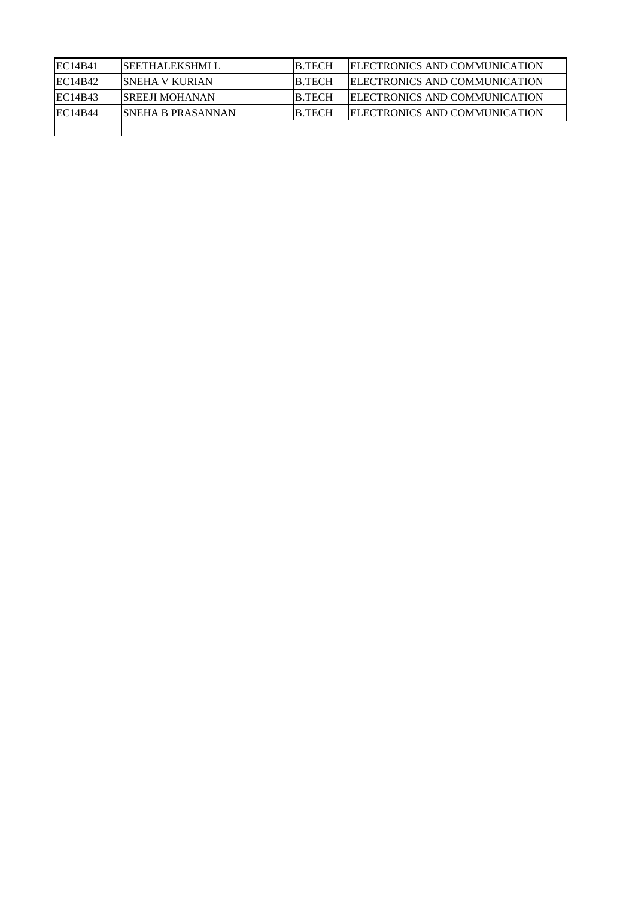| | | | |
|---|---|---|---|
| EC14B41 | SEETHALEKSHMI L | B.TECH | ELECTRONICS AND COMMUNICATION |
| EC14B42 | SNEHA V KURIAN | B.TECH | ELECTRONICS AND COMMUNICATION |
| EC14B43 | SREEJI MOHANAN | B.TECH | ELECTRONICS AND COMMUNICATION |
| EC14B44 | SNEHA B PRASANNAN | B.TECH | ELECTRONICS AND COMMUNICATION |